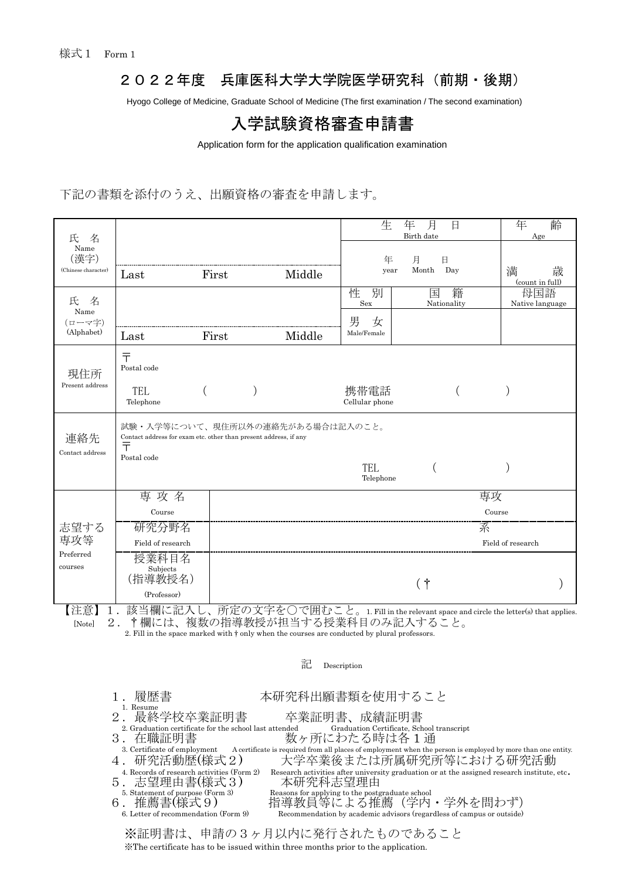様式１　Form 1

# ２０２２年度　兵庫医科大学大学院医学研究科（前期・後期）

Hyogo College of Medicine, Graduate School of Medicine (The first examination / The second examination)

# 入学試験資格審査申請書

Application form for the application qualification examination

下記の書類を添付のうえ、出願資格の審査を申請します。

| | | | | | | |
|---|---|---|---|---|---|---|
| 氏　名 Name (漢字) (Chinese character) | Last | First | Middle | 生　年　月　日 Birth date<br>年 year　月 Month　日 Day | | 年　齢 Age<br>満　歳 (count in full) |
| 氏　名 Name (ローマ字) (Alphabet) | Last | First | Middle | 性　別 Sex<br>男　女 Male/Female | 国　籍 Nationality | 母国語 Native language |
| 現住所 Present address | 〒 Postal code<br>TEL Telephone　(　　) | | | 携帯電話 Cellular phone　(　　) | | |
| 連絡先 Contact address | 試験・入学等について、現住所以外の連絡先がある場合は記入のこと。 Contact address for exam etc. other than present address, if any<br>〒 Postal code<br>TEL Telephone　(　　) | | | | | |
| 志望する専攻等 Preferred courses | 専 攻 名 Course | 専攻 Course | | | | |
| | 研究分野名 Field of research | 系 Field of research | | | | |
| | 授業科目名 Subjects (指導教授名) (Professor) | (†　　) | | | | |

【注意】１．該当欄に記入し、所定の文字を〇で囲むこと。1. Fill in the relevant space and circle the letter(s) that applies.
[Note]　２．†欄には、複数の指導教授が担当する授業科目のみ記入すること。
2. Fill in the space marked with † only when the courses are conducted by plural professors.

記　Description

1．履歴書　本研究科出願書類を使用すること
1. Resume

2．最終学校卒業証明書　卒業証明書、成績証明書
2. Graduation certificate for the school last attended　Graduation Certificate, School transcript

3．在職証明書　数ヶ所にわたる時は各１通
3. Certificate of employment　A certificate is required from all places of employment when the person is employed by more than one entity.

4．研究活動歴(様式２)　大学卒業後または所属研究所等における研究活動
4. Records of research activities (Form 2)　Research activities after university graduation or at the assigned research institute, etc.

5．志望理由書(様式３)　本研究科志望理由
5. Statement of purpose (Form 3)　Reasons for applying to the postgraduate school

6．推薦書(様式９)　指導教員等による推薦（学内・学外を問わず）
6. Letter of recommendation (Form 9)　Recommendation by academic advisors (regardless of campus or outside)

※証明書は、申請の３ヶ月以内に発行されたものであること
※The certificate has to be issued within three months prior to the application.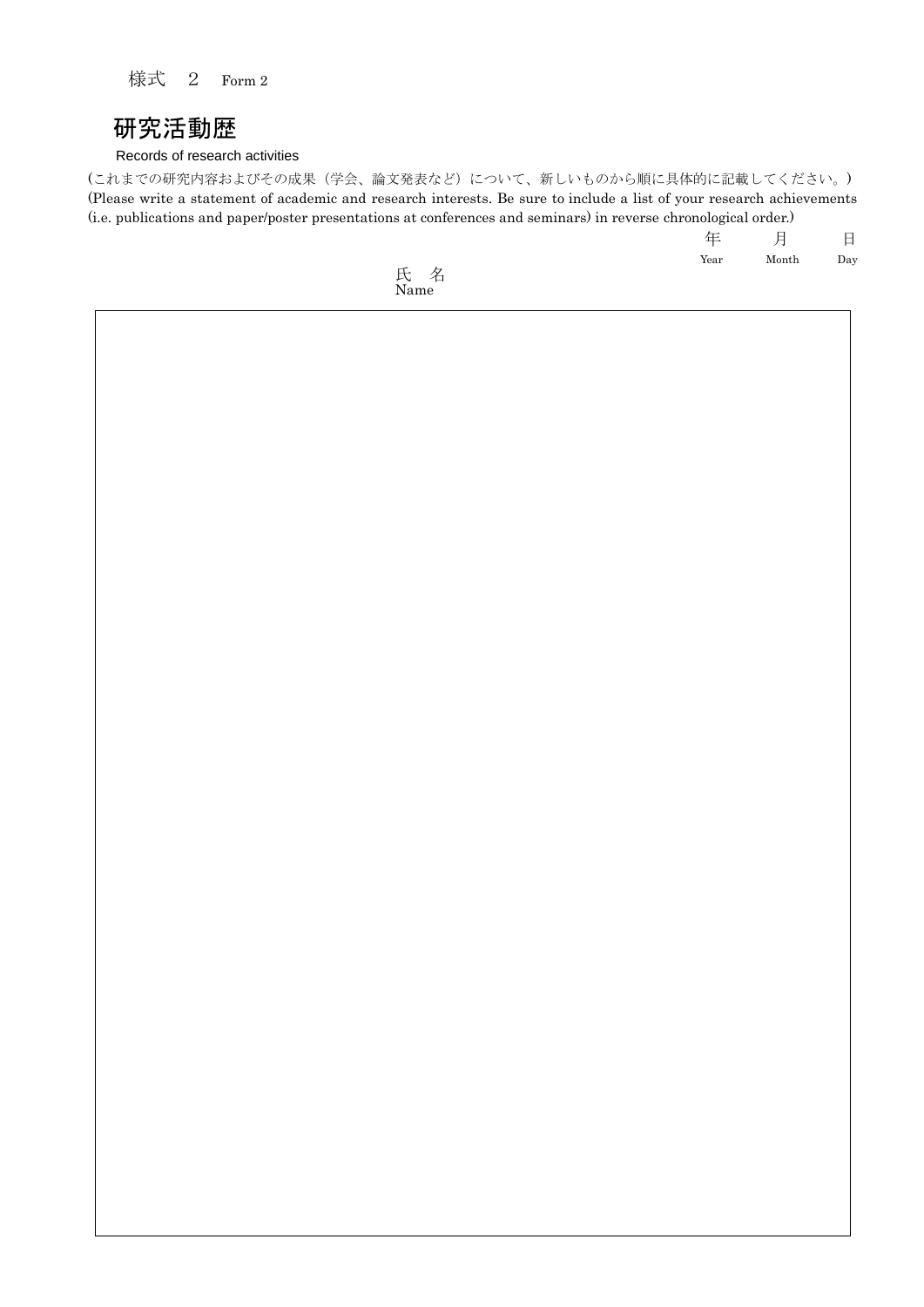様式　2　Form 2

# 研究活動歴

Records of research activities

（これまでの研究内容およびその成果（学会、論文発表など）について、新しいものから順に具体的に記載してください。）
(Please write a statement of academic and research interests. Be sure to include a list of your research achievements (i.e. publications and paper/poster presentations at conferences and seminars) in reverse chronological order.)

年 Year　月 Month　日 Day

氏　名
Name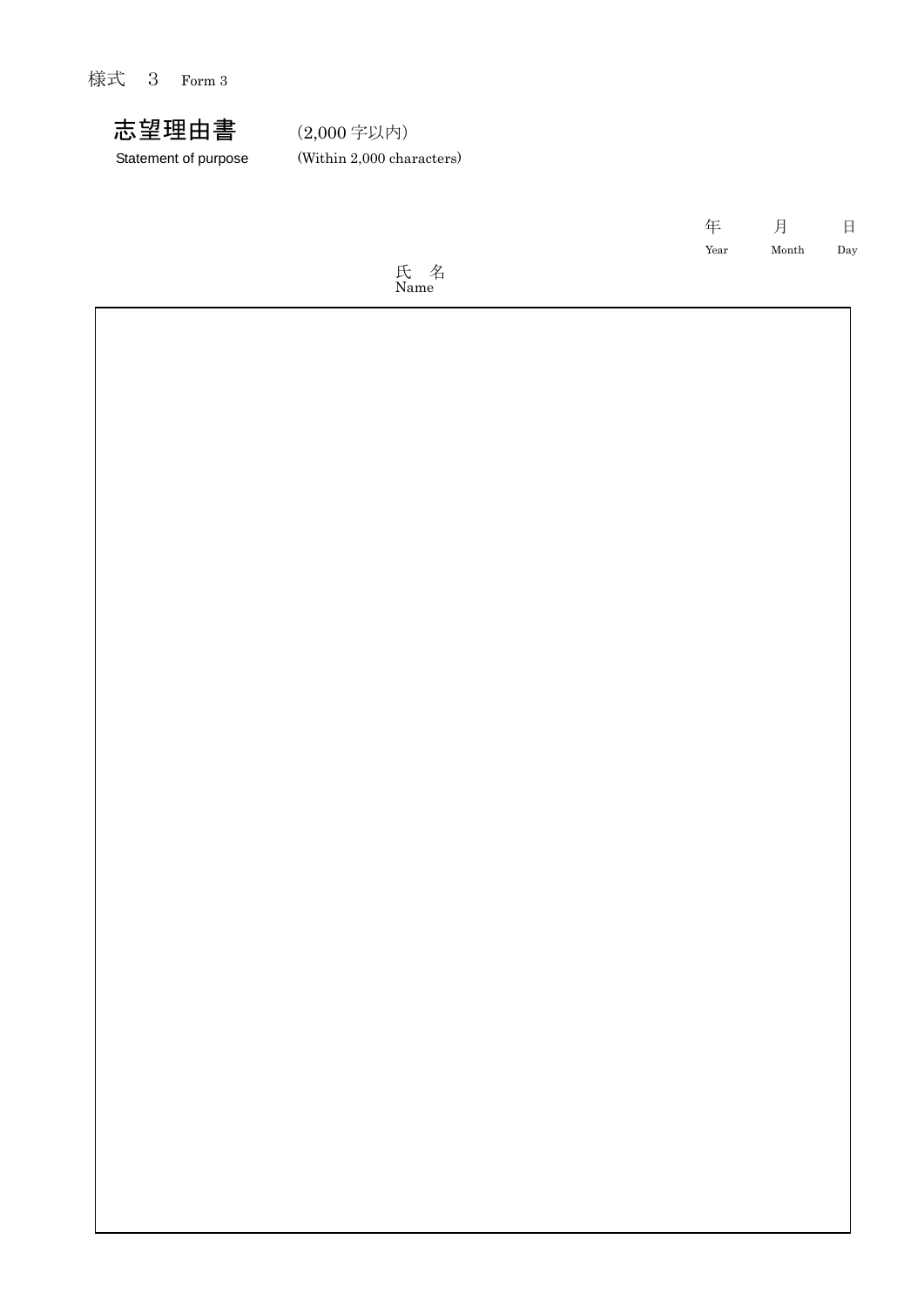様式　3　Form 3

# 志望理由書

Statement of purpose

(2,000 字以内)
(Within 2,000 characters)

年　月　日
Year　Month　Day

氏　名
Name

|  |
|---|
|  |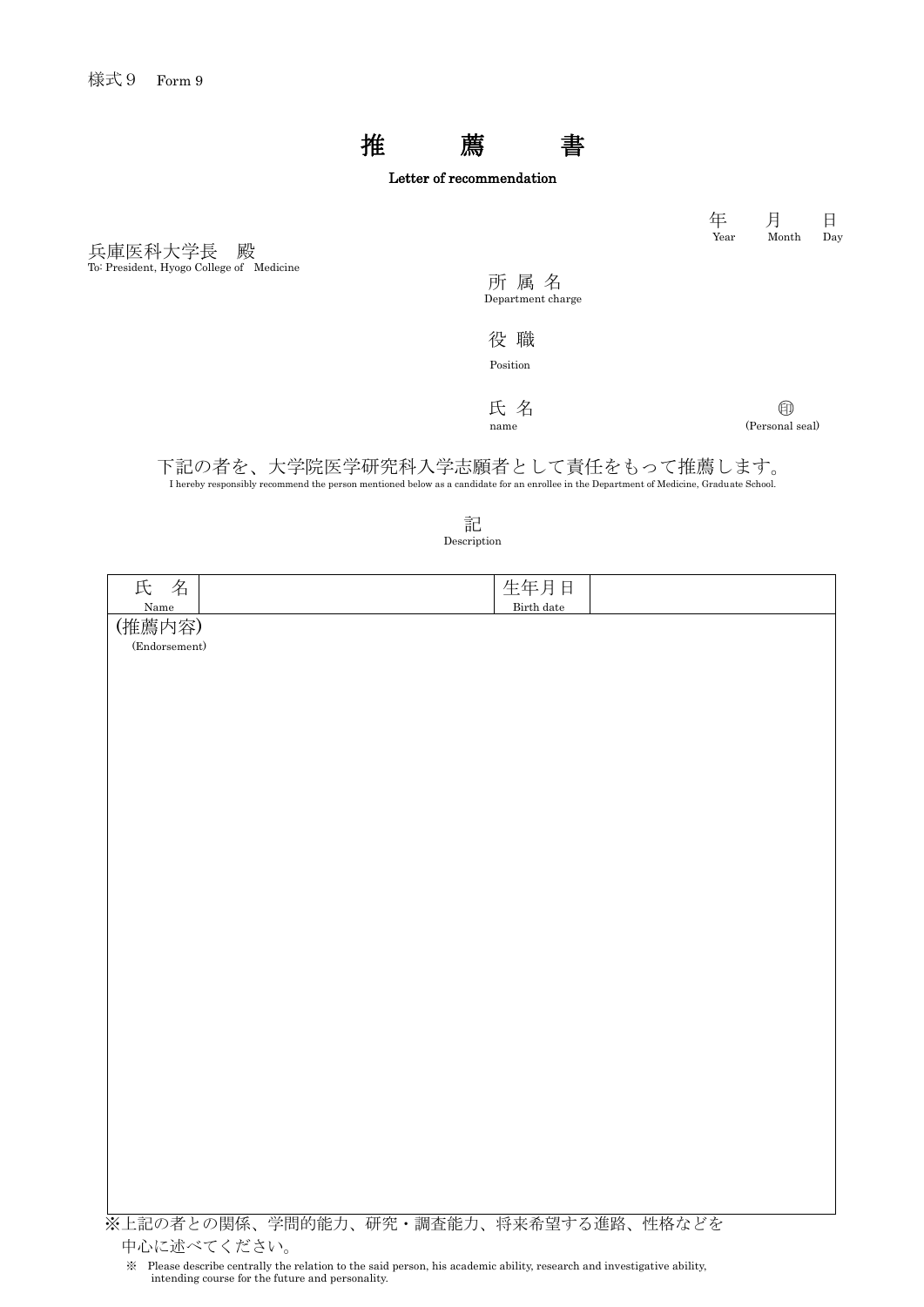様式９　Form 9

# 推　　薦　　書

**Letter of recommendation**

年　　月　　日
Year　Month　Day

兵庫医科大学長　殿
To: President, Hyogo College of Medicine

所 属 名
Department charge

役 職
Position

氏 名　　　　　　　　　　㊞
name　　　　　　　　　(Personal seal)

下記の者を、大学院医学研究科入学志願者として責任をもって推薦します。
I hereby responsibly recommend the person mentioned below as a candidate for an enrollee in the Department of Medicine, Graduate School.

記
Description

| 氏　名 Name | | 生年月日 Birth date | |
|---|---|---|---|
| (推薦内容) (Endorsement) | | | |

※上記の者との関係、学問的能力、研究・調査能力、将来希望する進路、性格などを中心に述べてください。

※ Please describe centrally the relation to the said person, his academic ability, research and investigative ability, intending course for the future and personality.